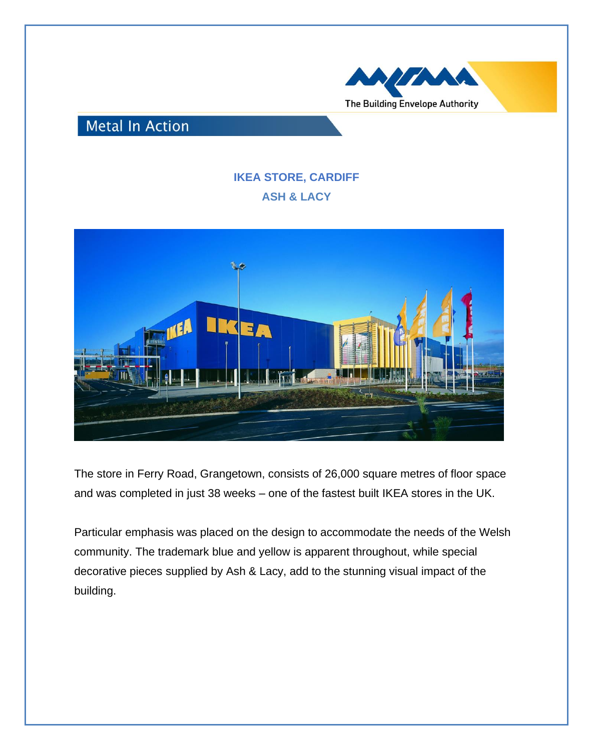The Building Envelope Authority

## Metal In Action

### IKEA STORE, CARDIFF
### ASH & LACY

The store in Ferry Road, Grangetown, consists of 26,000 square metres of floor space and was completed in just 38 weeks – one of the fastest built IKEA stores in the UK.

Particular emphasis was placed on the design to accommodate the needs of the Welsh community. The trademark blue and yellow is apparent throughout, while special decorative pieces supplied by Ash & Lacy, add to the stunning visual impact of the building.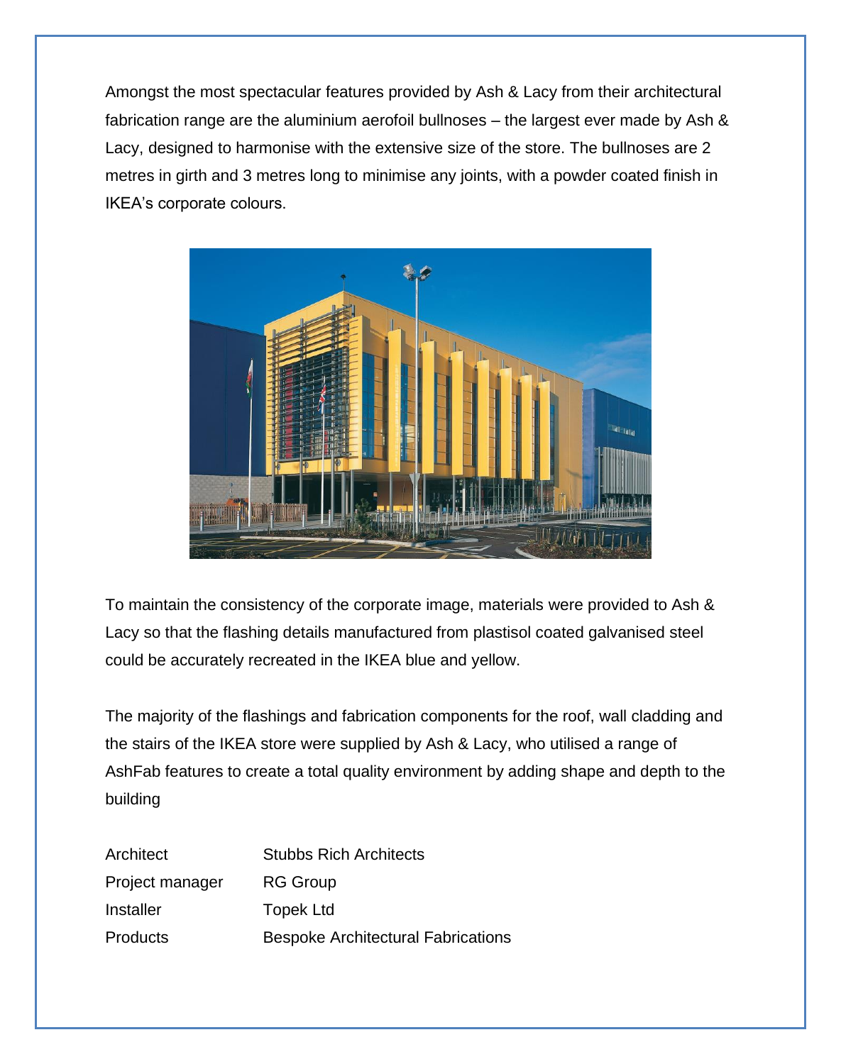Amongst the most spectacular features provided by Ash & Lacy from their architectural fabrication range are the aluminium aerofoil bullnoses – the largest ever made by Ash & Lacy, designed to harmonise with the extensive size of the store. The bullnoses are 2 metres in girth and 3 metres long to minimise any joints, with a powder coated finish in IKEA's corporate colours.

To maintain the consistency of the corporate image, materials were provided to Ash & Lacy so that the flashing details manufactured from plastisol coated galvanised steel could be accurately recreated in the IKEA blue and yellow.

The majority of the flashings and fabrication components for the roof, wall cladding and the stairs of the IKEA store were supplied by Ash & Lacy, who utilised a range of AshFab features to create a total quality environment by adding shape and depth to the building

| | |
|---|---|
| Architect | Stubbs Rich Architects |
| Project manager | RG Group |
| Installer | Topek Ltd |
| Products | Bespoke Architectural Fabrications |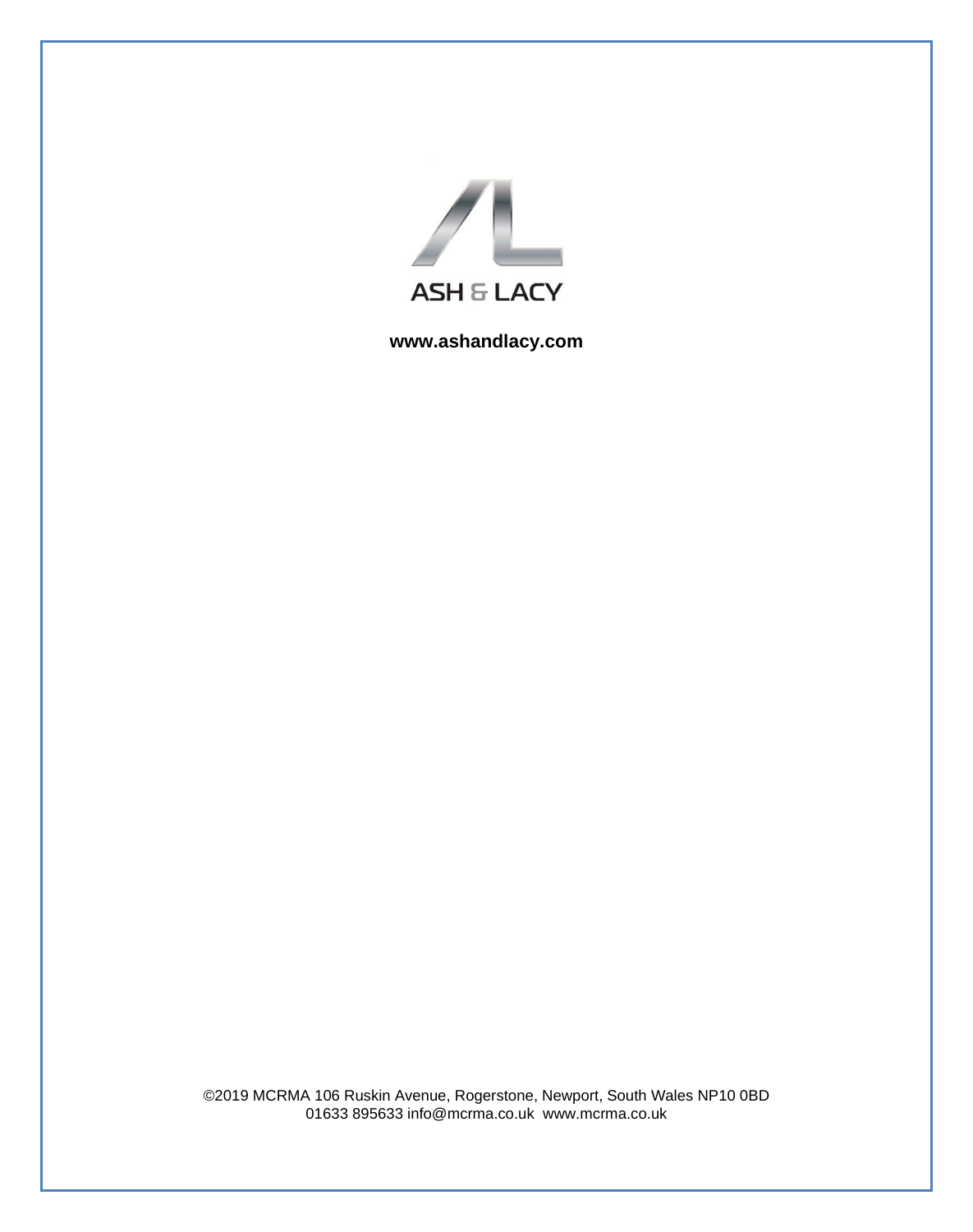ASH & LACY

**www.ashandlacy.com**

©2019 MCRMA 106 Ruskin Avenue, Rogerstone, Newport, South Wales NP10 0BD
01633 895633 info@mcrma.co.uk www.mcrma.co.uk